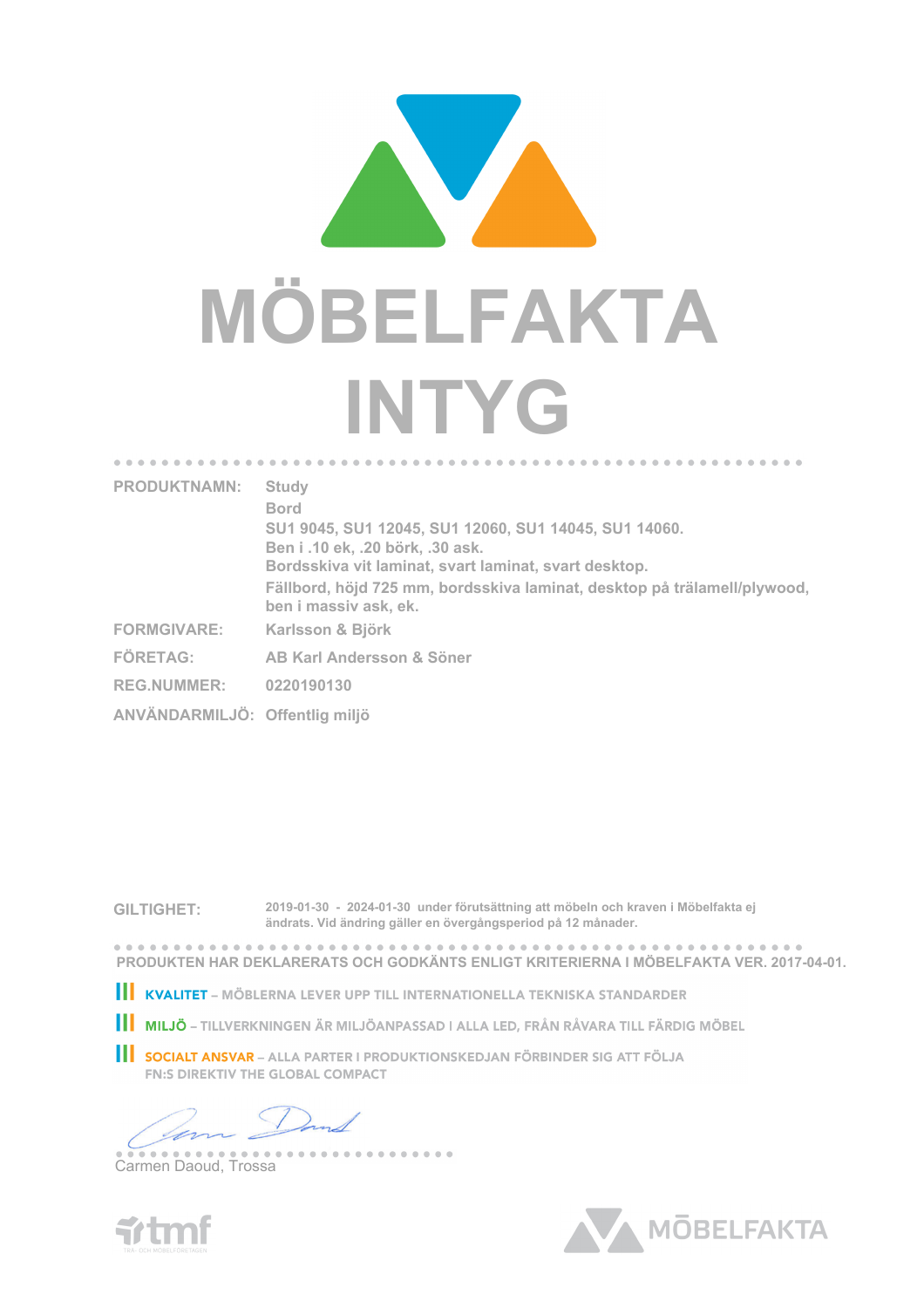# MÖBELFAKTA INTYG

| | |
|---|---|
| **PRODUKTNAMN:** | Study<br>Bord<br>SU1 9045, SU1 12045, SU1 12060, SU1 14045, SU1 14060.<br>Ben i .10 ek, .20 börk, .30 ask.<br>Bordsskiva vit laminat, svart laminat, svart desktop.<br>Fällbord, höjd 725 mm, bordsskiva laminat, desktop på trälamell/plywood, ben i massiv ask, ek. |
| **FORMGIVARE:** | Karlsson & Björk |
| **FÖRETAG:** | AB Karl Andersson & Söner |
| **REG.NUMMER:** | 0220190130 |
| **ANVÄNDARMILJÖ:** | Offentlig miljö |

**GILTIGHET:** 2019-01-30 - 2024-01-30 under förutsättning att möbeln och kraven i Möbelfakta ej ändrats. Vid ändring gäller en övergångsperiod på 12 månader.

**PRODUKTEN HAR DEKLARERATS OCH GODKÄNTS ENLIGT KRITERIERNA I MÖBELFAKTA VER. 2017-04-01.**

- **KVALITET** – MÖBLERNA LEVER UPP TILL INTERNATIONELLA TEKNISKA STANDARDER
- **MILJÖ** – TILLVERKNINGEN ÄR MILJÖANPASSAD I ALLA LED, FRÅN RÅVARA TILL FÄRDIG MÖBEL
- **SOCIALT ANSVAR** – ALLA PARTER I PRODUKTIONSKEDJAN FÖRBINDER SIG ATT FÖLJA FN:S DIREKTIV THE GLOBAL COMPACT

Carmen Daoud, Trossa

tmf TRÄ- OCH MÖBELFÖRETAGEN

MÖBELFAKTA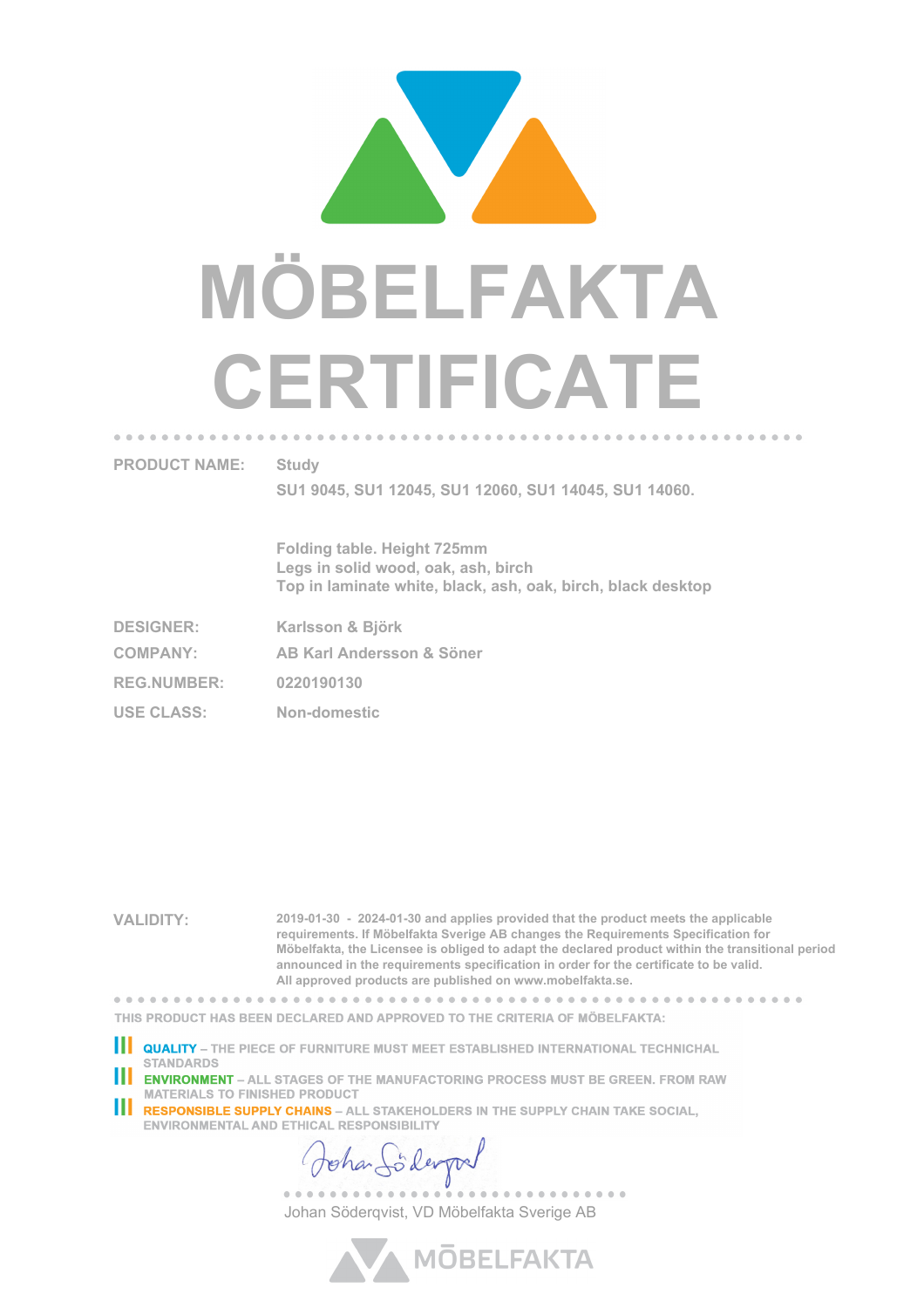# MÖBELFAKTA CERTIFICATE

**PRODUCT NAME:** Study
SU1 9045, SU1 12045, SU1 12060, SU1 14045, SU1 14060.

Folding table. Height 725mm
Legs in solid wood, oak, ash, birch
Top in laminate white, black, ash, oak, birch, black desktop

**DESIGNER:** Karlsson & Björk

**COMPANY:** AB Karl Andersson & Söner

**REG.NUMBER:** 0220190130

**USE CLASS:** Non-domestic

**VALIDITY:** 2019-01-30 - 2024-01-30 and applies provided that the product meets the applicable requirements. If Möbelfakta Sverige AB changes the Requirements Specification for Möbelfakta, the Licensee is obliged to adapt the declared product within the transitional period announced in the requirements specification in order for the certificate to be valid. All approved products are published on www.mobelfakta.se.

THIS PRODUCT HAS BEEN DECLARED AND APPROVED TO THE CRITERIA OF MÖBELFAKTA:

- **QUALITY** – THE PIECE OF FURNITURE MUST MEET ESTABLISHED INTERNATIONAL TECHNICHAL STANDARDS
- **ENVIRONMENT** – ALL STAGES OF THE MANUFACTORING PROCESS MUST BE GREEN. FROM RAW MATERIALS TO FINISHED PRODUCT
- **RESPONSIBLE SUPPLY CHAINS** – ALL STAKEHOLDERS IN THE SUPPLY CHAIN TAKE SOCIAL, ENVIRONMENTAL AND ETHICAL RESPONSIBILITY

Johan Söderqvist, VD Möbelfakta Sverige AB

MÖBELFAKTA